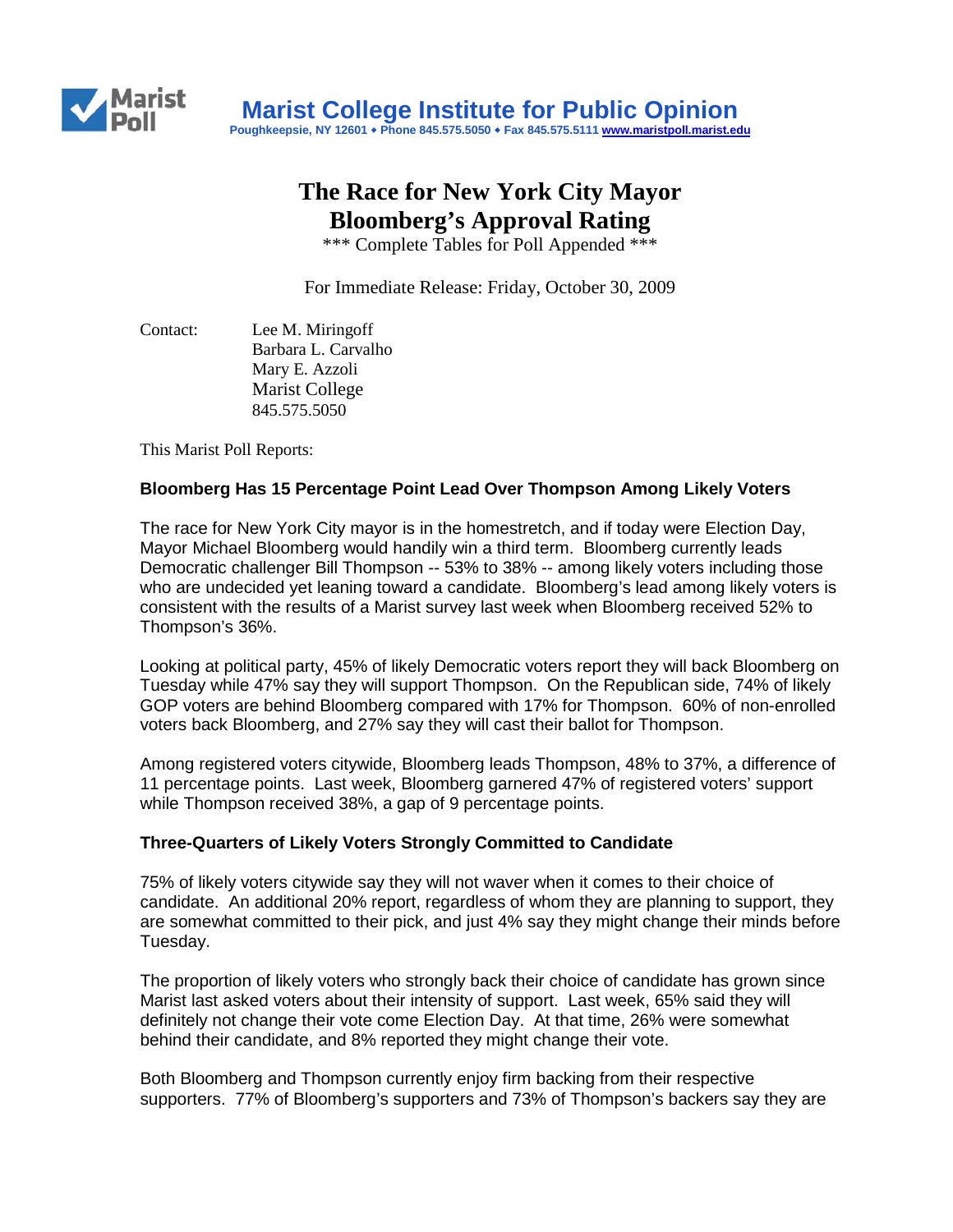# Marist College Institute for Public Opinion

Poughkeepsie, NY 12601 • Phone 845.575.5050 • Fax 845.575.5111 www.maristpoll.marist.edu

## The Race for New York City Mayor
## Bloomberg's Approval Rating

*** Complete Tables for Poll Appended ***

For Immediate Release: Friday, October 30, 2009

Contact: Lee M. Miringoff
Barbara L. Carvalho
Mary E. Azzoli
Marist College
845.575.5050

This Marist Poll Reports:

**Bloomberg Has 15 Percentage Point Lead Over Thompson Among Likely Voters**

The race for New York City mayor is in the homestretch, and if today were Election Day, Mayor Michael Bloomberg would handily win a third term. Bloomberg currently leads Democratic challenger Bill Thompson -- 53% to 38% -- among likely voters including those who are undecided yet leaning toward a candidate. Bloomberg's lead among likely voters is consistent with the results of a Marist survey last week when Bloomberg received 52% to Thompson's 36%.

Looking at political party, 45% of likely Democratic voters report they will back Bloomberg on Tuesday while 47% say they will support Thompson. On the Republican side, 74% of likely GOP voters are behind Bloomberg compared with 17% for Thompson. 60% of non-enrolled voters back Bloomberg, and 27% say they will cast their ballot for Thompson.

Among registered voters citywide, Bloomberg leads Thompson, 48% to 37%, a difference of 11 percentage points. Last week, Bloomberg garnered 47% of registered voters' support while Thompson received 38%, a gap of 9 percentage points.

**Three-Quarters of Likely Voters Strongly Committed to Candidate**

75% of likely voters citywide say they will not waver when it comes to their choice of candidate. An additional 20% report, regardless of whom they are planning to support, they are somewhat committed to their pick, and just 4% say they might change their minds before Tuesday.

The proportion of likely voters who strongly back their choice of candidate has grown since Marist last asked voters about their intensity of support. Last week, 65% said they will definitely not change their vote come Election Day. At that time, 26% were somewhat behind their candidate, and 8% reported they might change their vote.

Both Bloomberg and Thompson currently enjoy firm backing from their respective supporters. 77% of Bloomberg's supporters and 73% of Thompson's backers say they are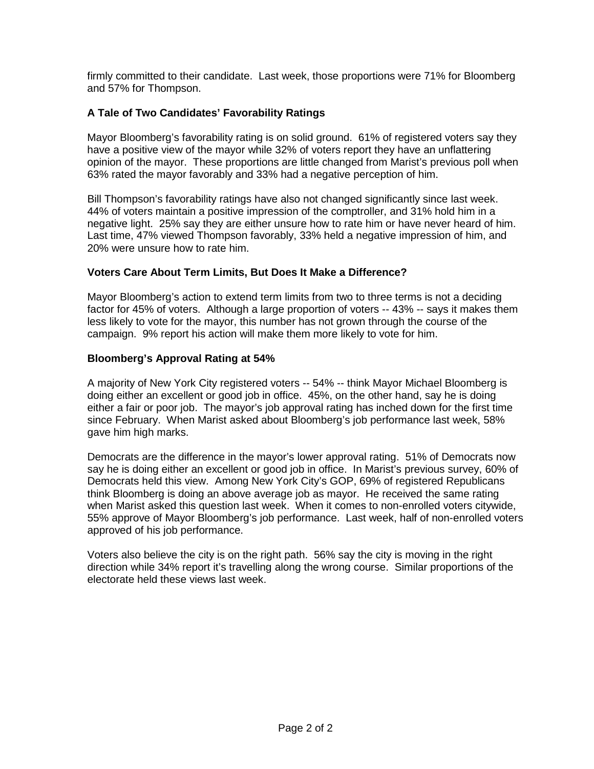firmly committed to their candidate. Last week, those proportions were 71% for Bloomberg and 57% for Thompson.

### A Tale of Two Candidates' Favorability Ratings

Mayor Bloomberg's favorability rating is on solid ground. 61% of registered voters say they have a positive view of the mayor while 32% of voters report they have an unflattering opinion of the mayor. These proportions are little changed from Marist's previous poll when 63% rated the mayor favorably and 33% had a negative perception of him.

Bill Thompson's favorability ratings have also not changed significantly since last week. 44% of voters maintain a positive impression of the comptroller, and 31% hold him in a negative light. 25% say they are either unsure how to rate him or have never heard of him. Last time, 47% viewed Thompson favorably, 33% held a negative impression of him, and 20% were unsure how to rate him.

### Voters Care About Term Limits, But Does It Make a Difference?

Mayor Bloomberg's action to extend term limits from two to three terms is not a deciding factor for 45% of voters. Although a large proportion of voters -- 43% -- says it makes them less likely to vote for the mayor, this number has not grown through the course of the campaign. 9% report his action will make them more likely to vote for him.

### Bloomberg's Approval Rating at 54%

A majority of New York City registered voters -- 54% -- think Mayor Michael Bloomberg is doing either an excellent or good job in office. 45%, on the other hand, say he is doing either a fair or poor job. The mayor's job approval rating has inched down for the first time since February. When Marist asked about Bloomberg's job performance last week, 58% gave him high marks.

Democrats are the difference in the mayor's lower approval rating. 51% of Democrats now say he is doing either an excellent or good job in office. In Marist's previous survey, 60% of Democrats held this view. Among New York City's GOP, 69% of registered Republicans think Bloomberg is doing an above average job as mayor. He received the same rating when Marist asked this question last week. When it comes to non-enrolled voters citywide, 55% approve of Mayor Bloomberg's job performance. Last week, half of non-enrolled voters approved of his job performance.

Voters also believe the city is on the right path. 56% say the city is moving in the right direction while 34% report it's travelling along the wrong course. Similar proportions of the electorate held these views last week.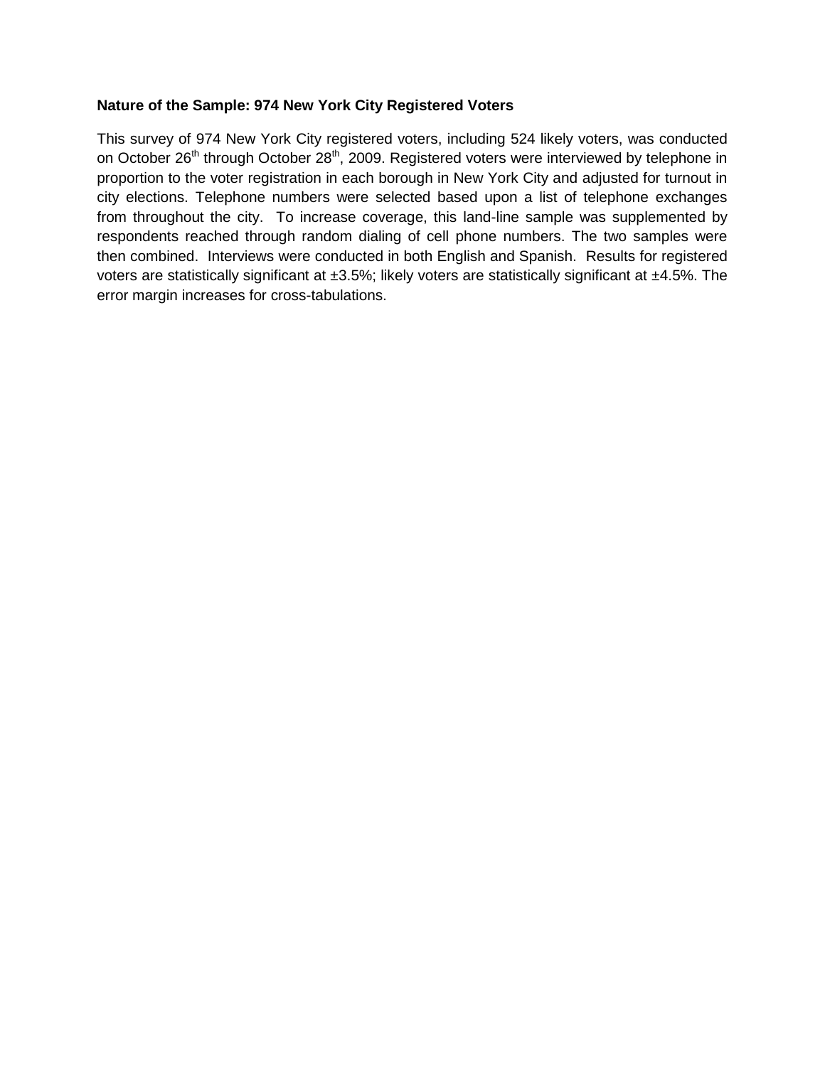**Nature of the Sample: 974 New York City Registered Voters**

This survey of 974 New York City registered voters, including 524 likely voters, was conducted on October 26th through October 28th, 2009. Registered voters were interviewed by telephone in proportion to the voter registration in each borough in New York City and adjusted for turnout in city elections. Telephone numbers were selected based upon a list of telephone exchanges from throughout the city. To increase coverage, this land-line sample was supplemented by respondents reached through random dialing of cell phone numbers. The two samples were then combined. Interviews were conducted in both English and Spanish. Results for registered voters are statistically significant at ±3.5%; likely voters are statistically significant at ±4.5%. The error margin increases for cross-tabulations.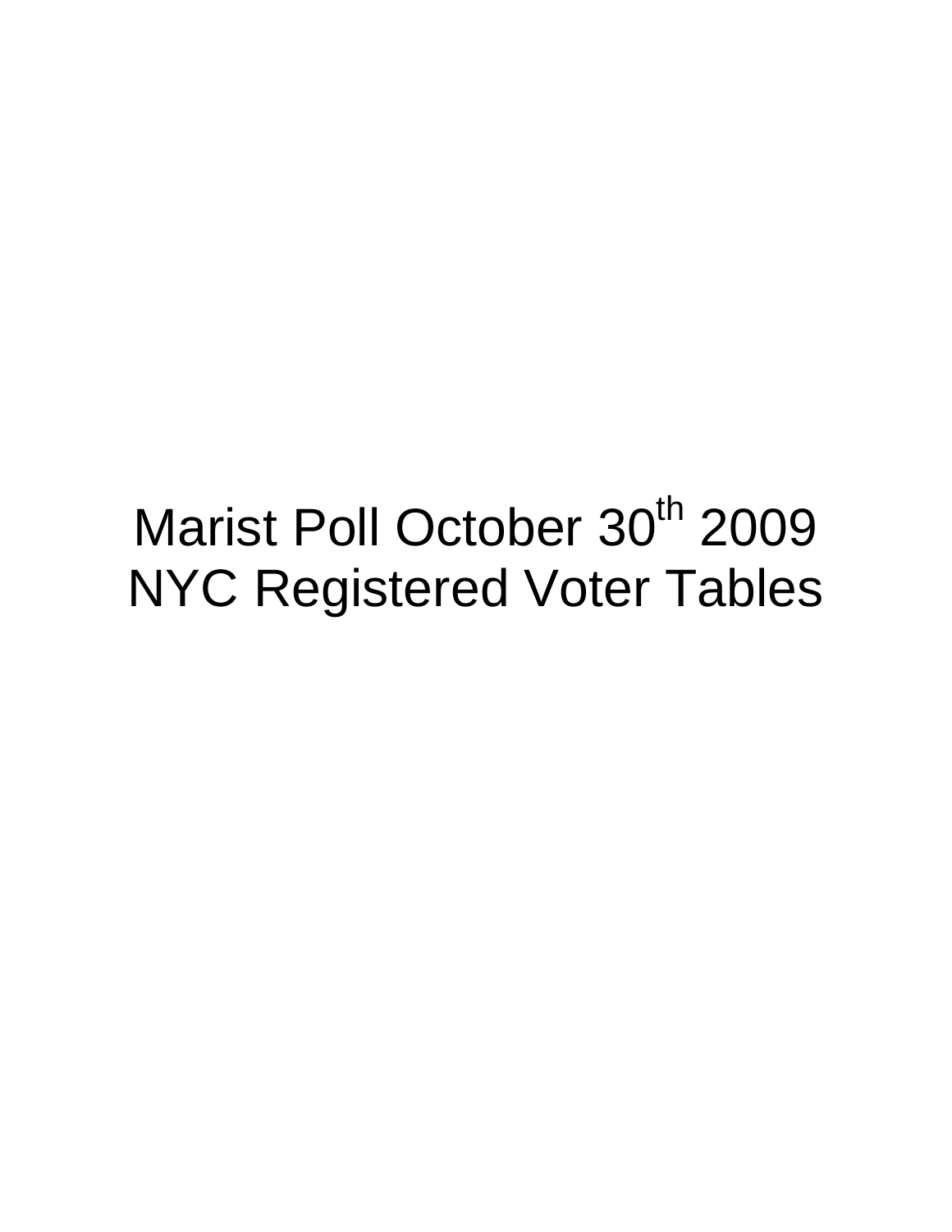# Marist Poll October 30th 2009 NYC Registered Voter Tables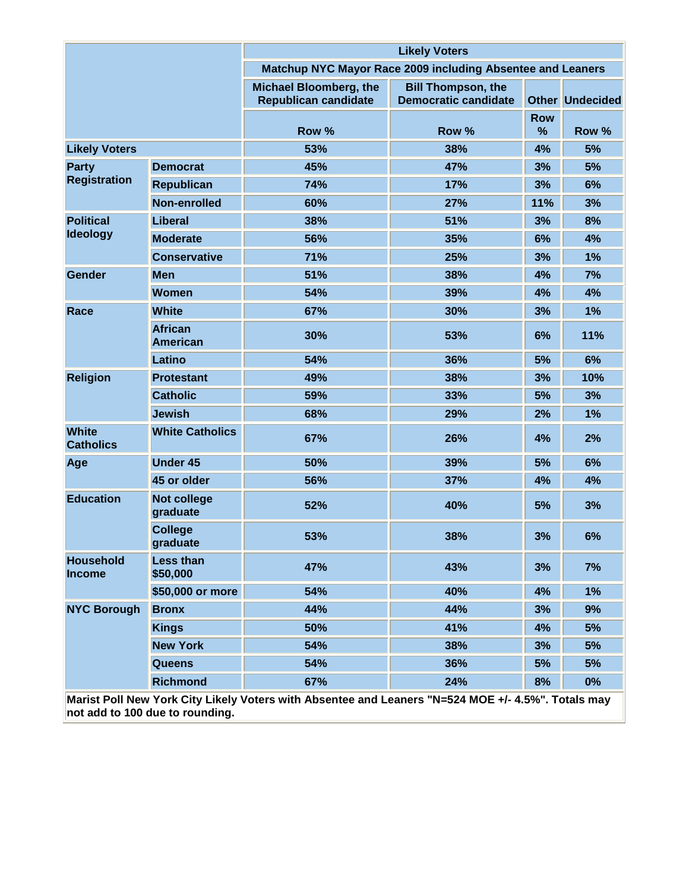| | | Likely Voters | | | |
|---|---|---|---|---|---|
| | | Matchup NYC Mayor Race 2009 including Absentee and Leaners | | | |
| | | Michael Bloomberg, the Republican candidate | Bill Thompson, the Democratic candidate | Other | Undecided |
| | | Row % | Row % | Row % | Row % |
| Likely Voters | | 53% | 38% | 4% | 5% |
| Party Registration | Democrat | 45% | 47% | 3% | 5% |
| | Republican | 74% | 17% | 3% | 6% |
| | Non-enrolled | 60% | 27% | 11% | 3% |
| Political Ideology | Liberal | 38% | 51% | 3% | 8% |
| | Moderate | 56% | 35% | 6% | 4% |
| | Conservative | 71% | 25% | 3% | 1% |
| Gender | Men | 51% | 38% | 4% | 7% |
| | Women | 54% | 39% | 4% | 4% |
| Race | White | 67% | 30% | 3% | 1% |
| | African American | 30% | 53% | 6% | 11% |
| | Latino | 54% | 36% | 5% | 6% |
| Religion | Protestant | 49% | 38% | 3% | 10% |
| | Catholic | 59% | 33% | 5% | 3% |
| | Jewish | 68% | 29% | 2% | 1% |
| White Catholics | White Catholics | 67% | 26% | 4% | 2% |
| Age | Under 45 | 50% | 39% | 5% | 6% |
| | 45 or older | 56% | 37% | 4% | 4% |
| Education | Not college graduate | 52% | 40% | 5% | 3% |
| | College graduate | 53% | 38% | 3% | 6% |
| Household Income | Less than $50,000 | 47% | 43% | 3% | 7% |
| | $50,000 or more | 54% | 40% | 4% | 1% |
| NYC Borough | Bronx | 44% | 44% | 3% | 9% |
| | Kings | 50% | 41% | 4% | 5% |
| | New York | 54% | 38% | 3% | 5% |
| | Queens | 54% | 36% | 5% | 5% |
| | Richmond | 67% | 24% | 8% | 0% |

Marist Poll New York City Likely Voters with Absentee and Leaners "N=524 MOE +/- 4.5%". Totals may not add to 100 due to rounding.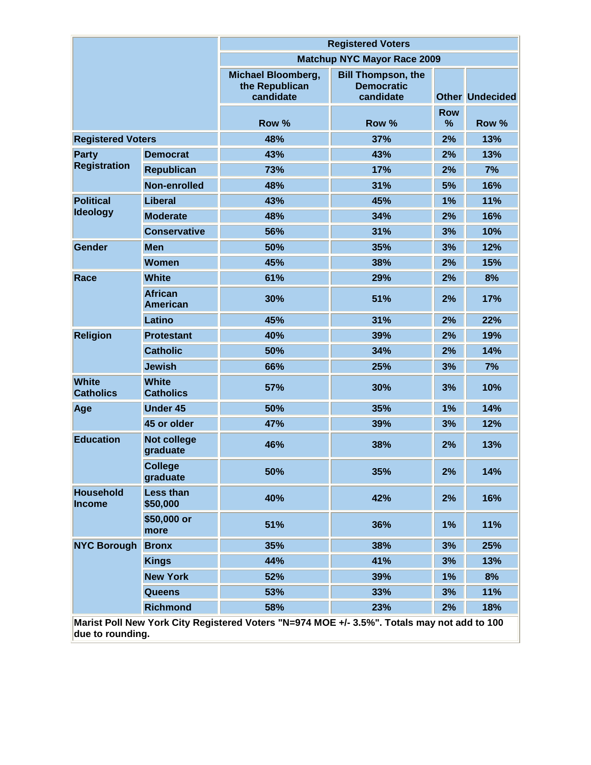| | | Registered Voters | | | |
|---|---|---|---|---|---|
| | | Matchup NYC Mayor Race 2009 | | | |
| | | Michael Bloomberg, the Republican candidate | Bill Thompson, the Democratic candidate | Other | Undecided |
| | | Row % | Row % | Row % | Row % |
| Registered Voters | | 48% | 37% | 2% | 13% |
| Party Registration | Democrat | 43% | 43% | 2% | 13% |
| | Republican | 73% | 17% | 2% | 7% |
| | Non-enrolled | 48% | 31% | 5% | 16% |
| Political Ideology | Liberal | 43% | 45% | 1% | 11% |
| | Moderate | 48% | 34% | 2% | 16% |
| | Conservative | 56% | 31% | 3% | 10% |
| Gender | Men | 50% | 35% | 3% | 12% |
| | Women | 45% | 38% | 2% | 15% |
| Race | White | 61% | 29% | 2% | 8% |
| | African American | 30% | 51% | 2% | 17% |
| | Latino | 45% | 31% | 2% | 22% |
| Religion | Protestant | 40% | 39% | 2% | 19% |
| | Catholic | 50% | 34% | 2% | 14% |
| | Jewish | 66% | 25% | 3% | 7% |
| White Catholics | White Catholics | 57% | 30% | 3% | 10% |
| Age | Under 45 | 50% | 35% | 1% | 14% |
| | 45 or older | 47% | 39% | 3% | 12% |
| Education | Not college graduate | 46% | 38% | 2% | 13% |
| | College graduate | 50% | 35% | 2% | 14% |
| Household Income | Less than $50,000 | 40% | 42% | 2% | 16% |
| | $50,000 or more | 51% | 36% | 1% | 11% |
| NYC Borough | Bronx | 35% | 38% | 3% | 25% |
| | Kings | 44% | 41% | 3% | 13% |
| | New York | 52% | 39% | 1% | 8% |
| | Queens | 53% | 33% | 3% | 11% |
| | Richmond | 58% | 23% | 2% | 18% |

Marist Poll New York City Registered Voters "N=974 MOE +/- 3.5%". Totals may not add to 100 due to rounding.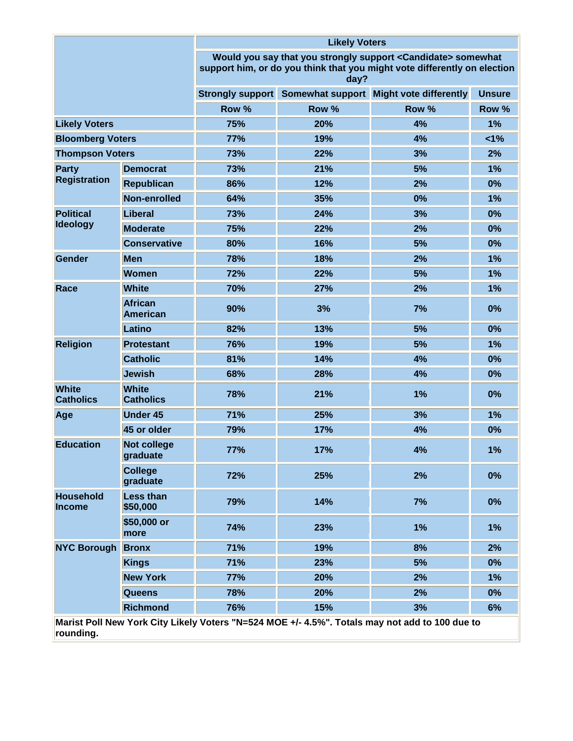| | | Likely Voters | | | |
|---|---|---|---|---|---|
| | | Would you say that you strongly support <Candidate> somewhat support him, or do you think that you might vote differently on election day? | | | |
| | | Strongly support | Somewhat support | Might vote differently | Unsure |
| | | Row % | Row % | Row % | Row % |
| **Likely Voters** | | 75% | 20% | 4% | 1% |
| **Bloomberg Voters** | | 77% | 19% | 4% | <1% |
| **Thompson Voters** | | 73% | 22% | 3% | 2% |
| **Party Registration** | Democrat | 73% | 21% | 5% | 1% |
| | Republican | 86% | 12% | 2% | 0% |
| | Non-enrolled | 64% | 35% | 0% | 1% |
| **Political Ideology** | Liberal | 73% | 24% | 3% | 0% |
| | Moderate | 75% | 22% | 2% | 0% |
| | Conservative | 80% | 16% | 5% | 0% |
| **Gender** | Men | 78% | 18% | 2% | 1% |
| | Women | 72% | 22% | 5% | 1% |
| **Race** | White | 70% | 27% | 2% | 1% |
| | African American | 90% | 3% | 7% | 0% |
| | Latino | 82% | 13% | 5% | 0% |
| **Religion** | Protestant | 76% | 19% | 5% | 1% |
| | Catholic | 81% | 14% | 4% | 0% |
| | Jewish | 68% | 28% | 4% | 0% |
| **White Catholics** | White Catholics | 78% | 21% | 1% | 0% |
| **Age** | Under 45 | 71% | 25% | 3% | 1% |
| | 45 or older | 79% | 17% | 4% | 0% |
| **Education** | Not college graduate | 77% | 17% | 4% | 1% |
| | College graduate | 72% | 25% | 2% | 0% |
| **Household Income** | Less than $50,000 | 79% | 14% | 7% | 0% |
| | $50,000 or more | 74% | 23% | 1% | 1% |
| **NYC Borough** | Bronx | 71% | 19% | 8% | 2% |
| | Kings | 71% | 23% | 5% | 0% |
| | New York | 77% | 20% | 2% | 1% |
| | Queens | 78% | 20% | 2% | 0% |
| | Richmond | 76% | 15% | 3% | 6% |

**Marist Poll New York City Likely Voters "N=524 MOE +/- 4.5%". Totals may not add to 100 due to rounding.**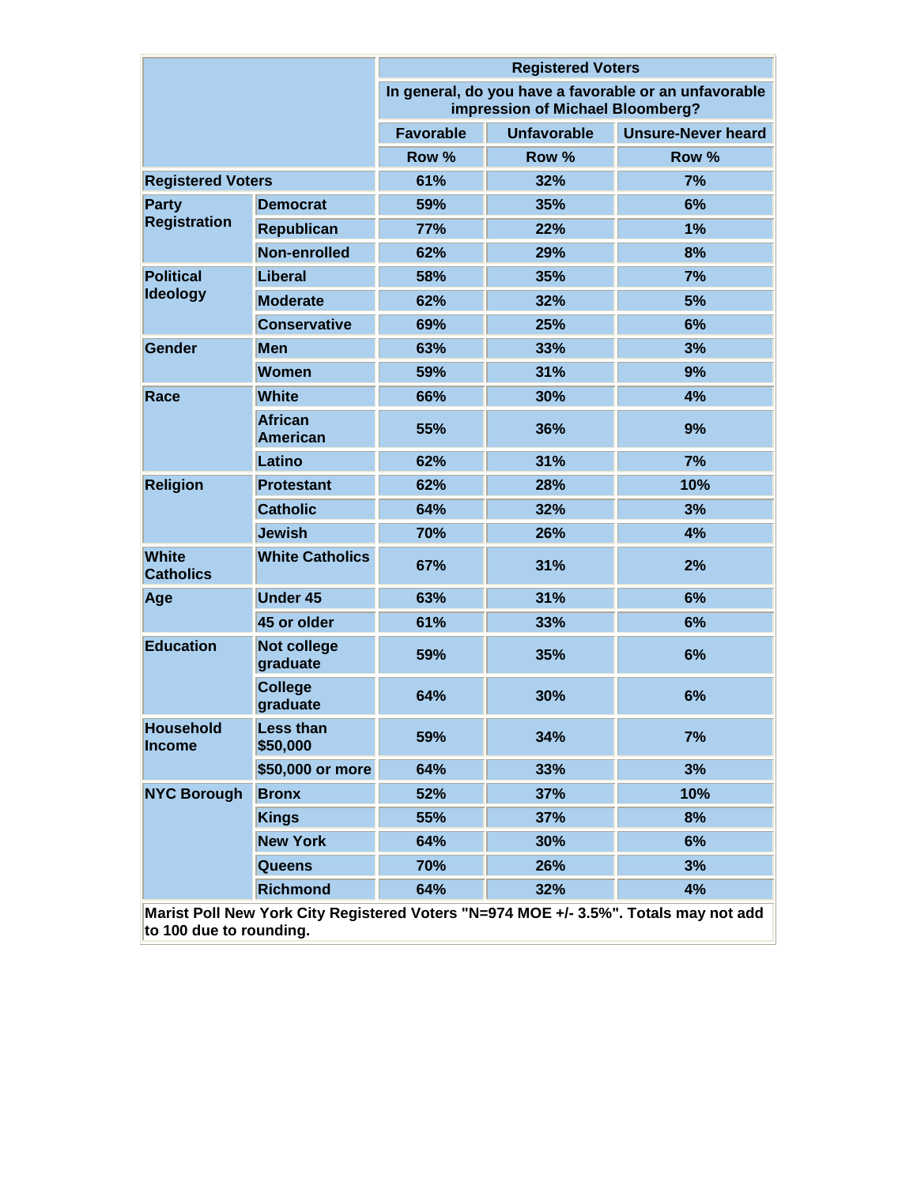| | | Registered Voters | | |
|---|---|---|---|---|
| | | In general, do you have a favorable or an unfavorable impression of Michael Bloomberg? | | |
| | | Favorable | Unfavorable | Unsure-Never heard |
| | | Row % | Row % | Row % |
| Registered Voters | | 61% | 32% | 7% |
| Party Registration | Democrat | 59% | 35% | 6% |
| | Republican | 77% | 22% | 1% |
| | Non-enrolled | 62% | 29% | 8% |
| Political Ideology | Liberal | 58% | 35% | 7% |
| | Moderate | 62% | 32% | 5% |
| | Conservative | 69% | 25% | 6% |
| Gender | Men | 63% | 33% | 3% |
| | Women | 59% | 31% | 9% |
| Race | White | 66% | 30% | 4% |
| | African American | 55% | 36% | 9% |
| | Latino | 62% | 31% | 7% |
| Religion | Protestant | 62% | 28% | 10% |
| | Catholic | 64% | 32% | 3% |
| | Jewish | 70% | 26% | 4% |
| White Catholics | White Catholics | 67% | 31% | 2% |
| Age | Under 45 | 63% | 31% | 6% |
| | 45 or older | 61% | 33% | 6% |
| Education | Not college graduate | 59% | 35% | 6% |
| | College graduate | 64% | 30% | 6% |
| Household Income | Less than $50,000 | 59% | 34% | 7% |
| | $50,000 or more | 64% | 33% | 3% |
| NYC Borough | Bronx | 52% | 37% | 10% |
| | Kings | 55% | 37% | 8% |
| | New York | 64% | 30% | 6% |
| | Queens | 70% | 26% | 3% |
| | Richmond | 64% | 32% | 4% |

Marist Poll New York City Registered Voters "N=974 MOE +/- 3.5%". Totals may not add to 100 due to rounding.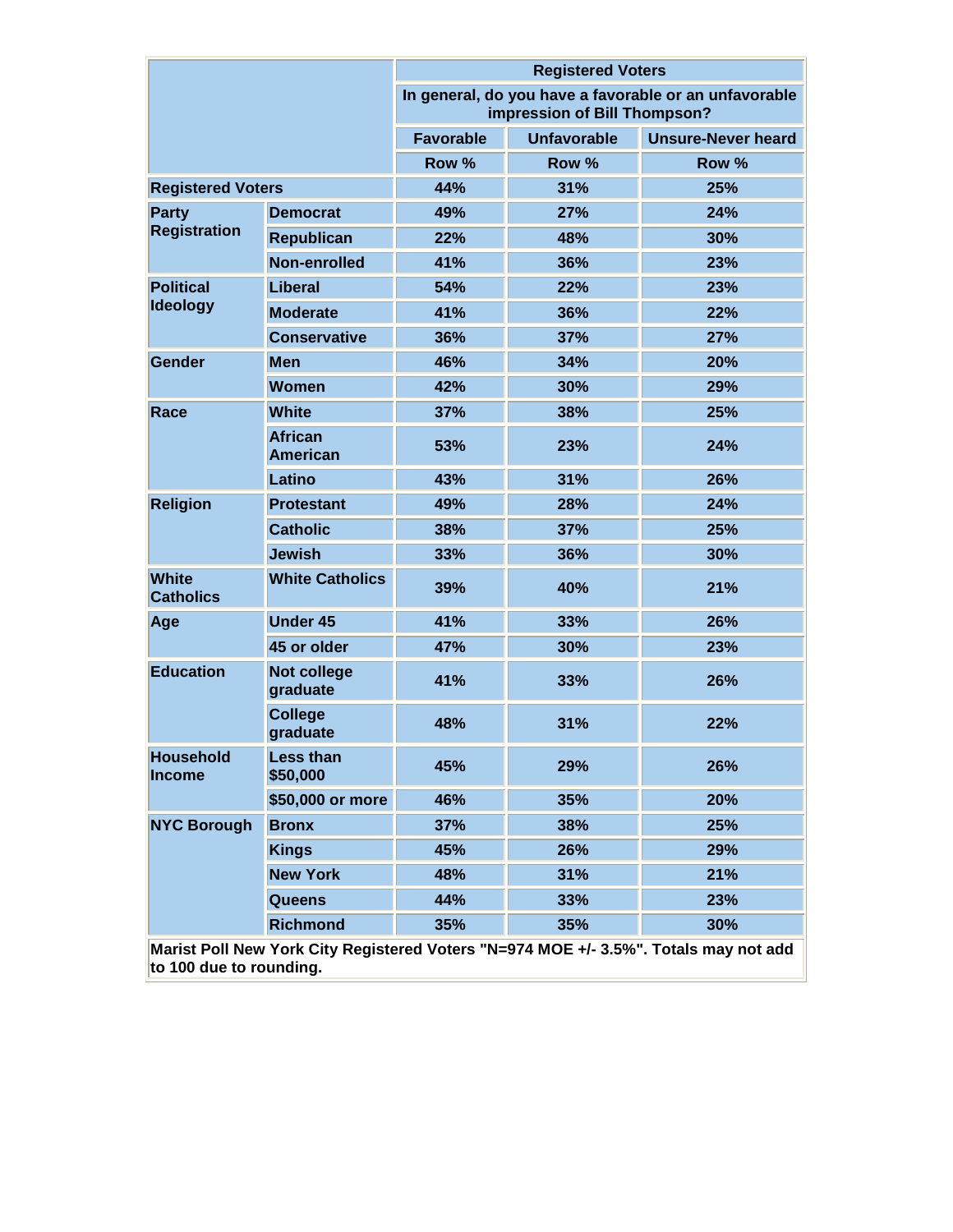| | | Registered Voters | | |
|---|---|---|---|---|
| | | In general, do you have a favorable or an unfavorable impression of Bill Thompson? | | |
| | | Favorable | Unfavorable | Unsure-Never heard |
| | | Row % | Row % | Row % |
| **Registered Voters** | | 44% | 31% | 25% |
| **Party Registration** | Democrat | 49% | 27% | 24% |
| | Republican | 22% | 48% | 30% |
| | Non-enrolled | 41% | 36% | 23% |
| **Political Ideology** | Liberal | 54% | 22% | 23% |
| | Moderate | 41% | 36% | 22% |
| | Conservative | 36% | 37% | 27% |
| **Gender** | Men | 46% | 34% | 20% |
| | Women | 42% | 30% | 29% |
| **Race** | White | 37% | 38% | 25% |
| | African American | 53% | 23% | 24% |
| | Latino | 43% | 31% | 26% |
| **Religion** | Protestant | 49% | 28% | 24% |
| | Catholic | 38% | 37% | 25% |
| | Jewish | 33% | 36% | 30% |
| **White Catholics** | White Catholics | 39% | 40% | 21% |
| **Age** | Under 45 | 41% | 33% | 26% |
| | 45 or older | 47% | 30% | 23% |
| **Education** | Not college graduate | 41% | 33% | 26% |
| | College graduate | 48% | 31% | 22% |
| **Household Income** | Less than $50,000 | 45% | 29% | 26% |
| | $50,000 or more | 46% | 35% | 20% |
| **NYC Borough** | Bronx | 37% | 38% | 25% |
| | Kings | 45% | 26% | 29% |
| | New York | 48% | 31% | 21% |
| | Queens | 44% | 33% | 23% |
| | Richmond | 35% | 35% | 30% |

Marist Poll New York City Registered Voters "N=974 MOE +/- 3.5%". Totals may not add to 100 due to rounding.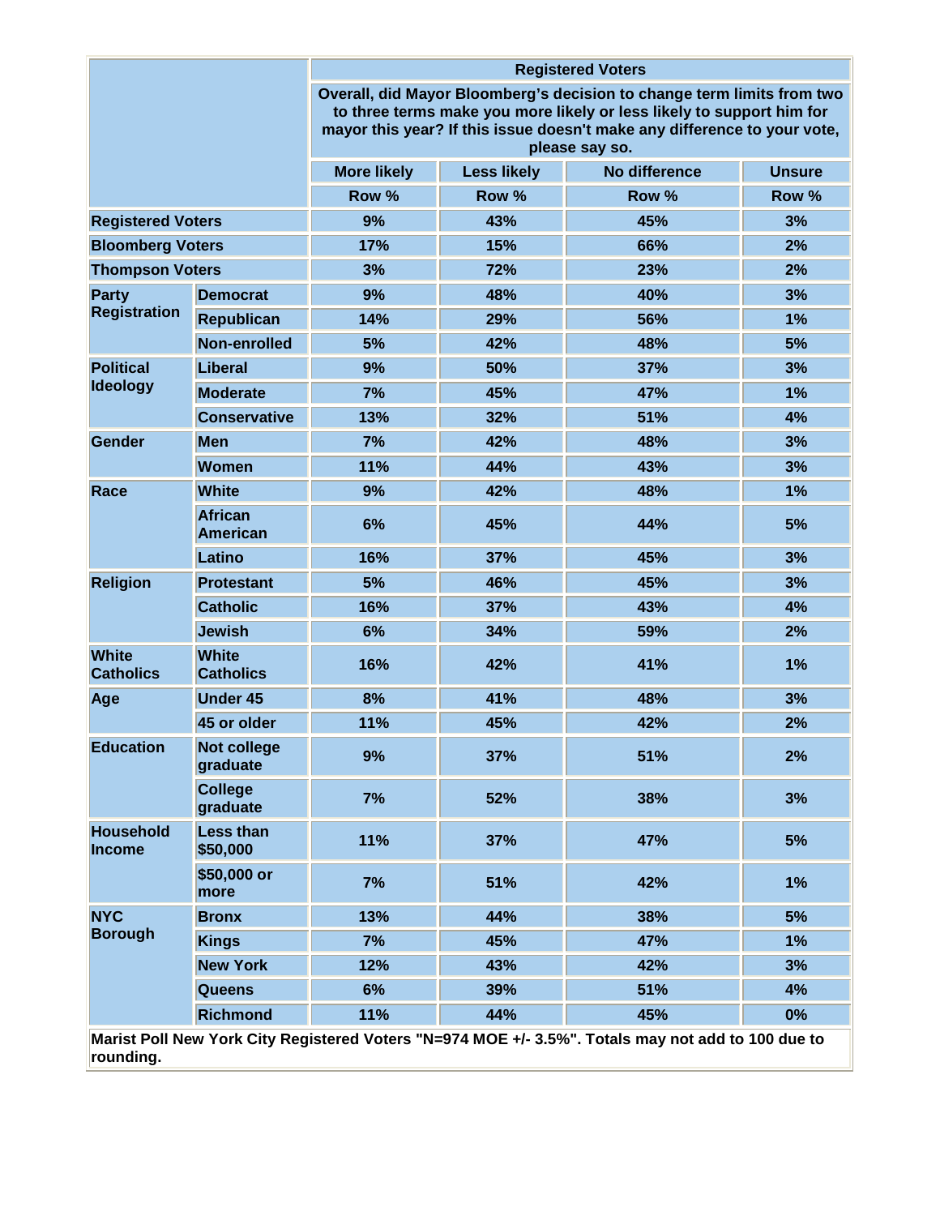| | | Registered Voters | | | |
|---|---|---|---|---|---|
| | | Overall, did Mayor Bloomberg's decision to change term limits from two to three terms make you more likely or less likely to support him for mayor this year? If this issue doesn't make any difference to your vote, please say so. | | | |
| | | More likely | Less likely | No difference | Unsure |
| | | Row % | Row % | Row % | Row % |
| Registered Voters | | 9% | 43% | 45% | 3% |
| Bloomberg Voters | | 17% | 15% | 66% | 2% |
| Thompson Voters | | 3% | 72% | 23% | 2% |
| Party Registration | Democrat | 9% | 48% | 40% | 3% |
| | Republican | 14% | 29% | 56% | 1% |
| | Non-enrolled | 5% | 42% | 48% | 5% |
| Political Ideology | Liberal | 9% | 50% | 37% | 3% |
| | Moderate | 7% | 45% | 47% | 1% |
| | Conservative | 13% | 32% | 51% | 4% |
| Gender | Men | 7% | 42% | 48% | 3% |
| | Women | 11% | 44% | 43% | 3% |
| Race | White | 9% | 42% | 48% | 1% |
| | African American | 6% | 45% | 44% | 5% |
| | Latino | 16% | 37% | 45% | 3% |
| Religion | Protestant | 5% | 46% | 45% | 3% |
| | Catholic | 16% | 37% | 43% | 4% |
| | Jewish | 6% | 34% | 59% | 2% |
| White Catholics | White Catholics | 16% | 42% | 41% | 1% |
| Age | Under 45 | 8% | 41% | 48% | 3% |
| | 45 or older | 11% | 45% | 42% | 2% |
| Education | Not college graduate | 9% | 37% | 51% | 2% |
| | College graduate | 7% | 52% | 38% | 3% |
| Household Income | Less than $50,000 | 11% | 37% | 47% | 5% |
| | $50,000 or more | 7% | 51% | 42% | 1% |
| NYC Borough | Bronx | 13% | 44% | 38% | 5% |
| | Kings | 7% | 45% | 47% | 1% |
| | New York | 12% | 43% | 42% | 3% |
| | Queens | 6% | 39% | 51% | 4% |
| | Richmond | 11% | 44% | 45% | 0% |

Marist Poll New York City Registered Voters "N=974 MOE +/- 3.5%". Totals may not add to 100 due to rounding.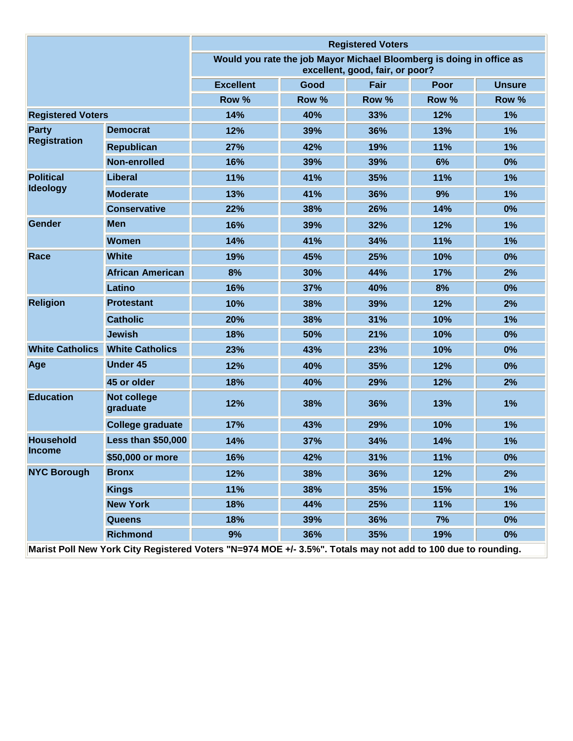| | | Registered Voters | | | | |
|---|---|---|---|---|---|---|
| | | Would you rate the job Mayor Michael Bloomberg is doing in office as excellent, good, fair, or poor? | | | | |
| | | Excellent | Good | Fair | Poor | Unsure |
| | | Row % | Row % | Row % | Row % | Row % |
| Registered Voters | | 14% | 40% | 33% | 12% | 1% |
| Party Registration | Democrat | 12% | 39% | 36% | 13% | 1% |
| | Republican | 27% | 42% | 19% | 11% | 1% |
| | Non-enrolled | 16% | 39% | 39% | 6% | 0% |
| Political Ideology | Liberal | 11% | 41% | 35% | 11% | 1% |
| | Moderate | 13% | 41% | 36% | 9% | 1% |
| | Conservative | 22% | 38% | 26% | 14% | 0% |
| Gender | Men | 16% | 39% | 32% | 12% | 1% |
| | Women | 14% | 41% | 34% | 11% | 1% |
| Race | White | 19% | 45% | 25% | 10% | 0% |
| | African American | 8% | 30% | 44% | 17% | 2% |
| | Latino | 16% | 37% | 40% | 8% | 0% |
| Religion | Protestant | 10% | 38% | 39% | 12% | 2% |
| | Catholic | 20% | 38% | 31% | 10% | 1% |
| | Jewish | 18% | 50% | 21% | 10% | 0% |
| White Catholics | White Catholics | 23% | 43% | 23% | 10% | 0% |
| Age | Under 45 | 12% | 40% | 35% | 12% | 0% |
| | 45 or older | 18% | 40% | 29% | 12% | 2% |
| Education | Not college graduate | 12% | 38% | 36% | 13% | 1% |
| | College graduate | 17% | 43% | 29% | 10% | 1% |
| Household Income | Less than $50,000 | 14% | 37% | 34% | 14% | 1% |
| | $50,000 or more | 16% | 42% | 31% | 11% | 0% |
| NYC Borough | Bronx | 12% | 38% | 36% | 12% | 2% |
| | Kings | 11% | 38% | 35% | 15% | 1% |
| | New York | 18% | 44% | 25% | 11% | 1% |
| | Queens | 18% | 39% | 36% | 7% | 0% |
| | Richmond | 9% | 36% | 35% | 19% | 0% |

Marist Poll New York City Registered Voters "N=974 MOE +/- 3.5%". Totals may not add to 100 due to rounding.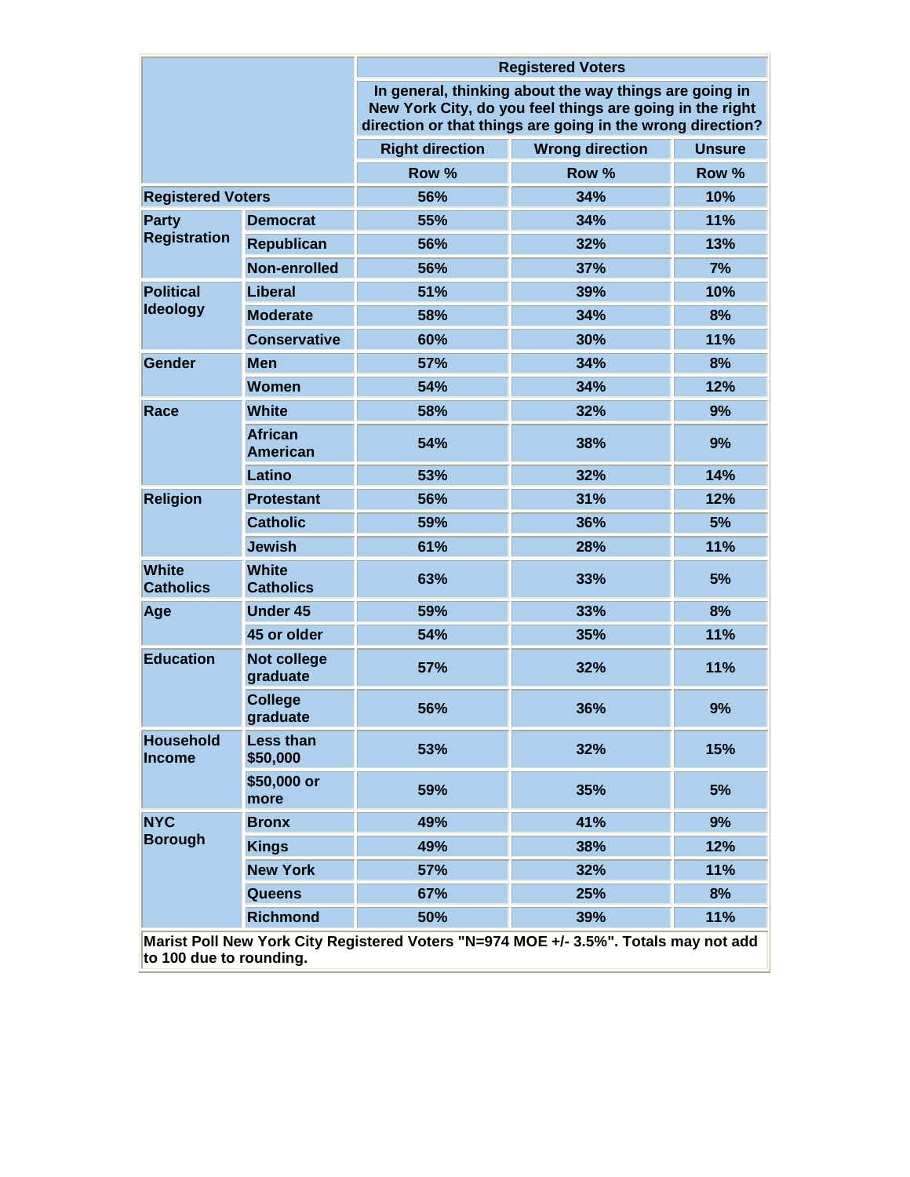| | | Registered Voters | | |
|---|---|---|---|---|
| | | In general, thinking about the way things are going in New York City, do you feel things are going in the right direction or that things are going in the wrong direction? | | |
| | | Right direction | Wrong direction | Unsure |
| | | Row % | Row % | Row % |
| **Registered Voters** | | 56% | 34% | 10% |
| **Party Registration** | **Democrat** | 55% | 34% | 11% |
| | **Republican** | 56% | 32% | 13% |
| | **Non-enrolled** | 56% | 37% | 7% |
| **Political Ideology** | **Liberal** | 51% | 39% | 10% |
| | **Moderate** | 58% | 34% | 8% |
| | **Conservative** | 60% | 30% | 11% |
| **Gender** | **Men** | 57% | 34% | 8% |
| | **Women** | 54% | 34% | 12% |
| **Race** | **White** | 58% | 32% | 9% |
| | **African American** | 54% | 38% | 9% |
| | **Latino** | 53% | 32% | 14% |
| **Religion** | **Protestant** | 56% | 31% | 12% |
| | **Catholic** | 59% | 36% | 5% |
| | **Jewish** | 61% | 28% | 11% |
| **White Catholics** | **White Catholics** | 63% | 33% | 5% |
| **Age** | **Under 45** | 59% | 33% | 8% |
| | **45 or older** | 54% | 35% | 11% |
| **Education** | **Not college graduate** | 57% | 32% | 11% |
| | **College graduate** | 56% | 36% | 9% |
| **Household Income** | **Less than $50,000** | 53% | 32% | 15% |
| | **$50,000 or more** | 59% | 35% | 5% |
| **NYC Borough** | **Bronx** | 49% | 41% | 9% |
| | **Kings** | 49% | 38% | 12% |
| | **New York** | 57% | 32% | 11% |
| | **Queens** | 67% | 25% | 8% |
| | **Richmond** | 50% | 39% | 11% |

**Marist Poll New York City Registered Voters "N=974 MOE +/- 3.5%". Totals may not add to 100 due to rounding.**